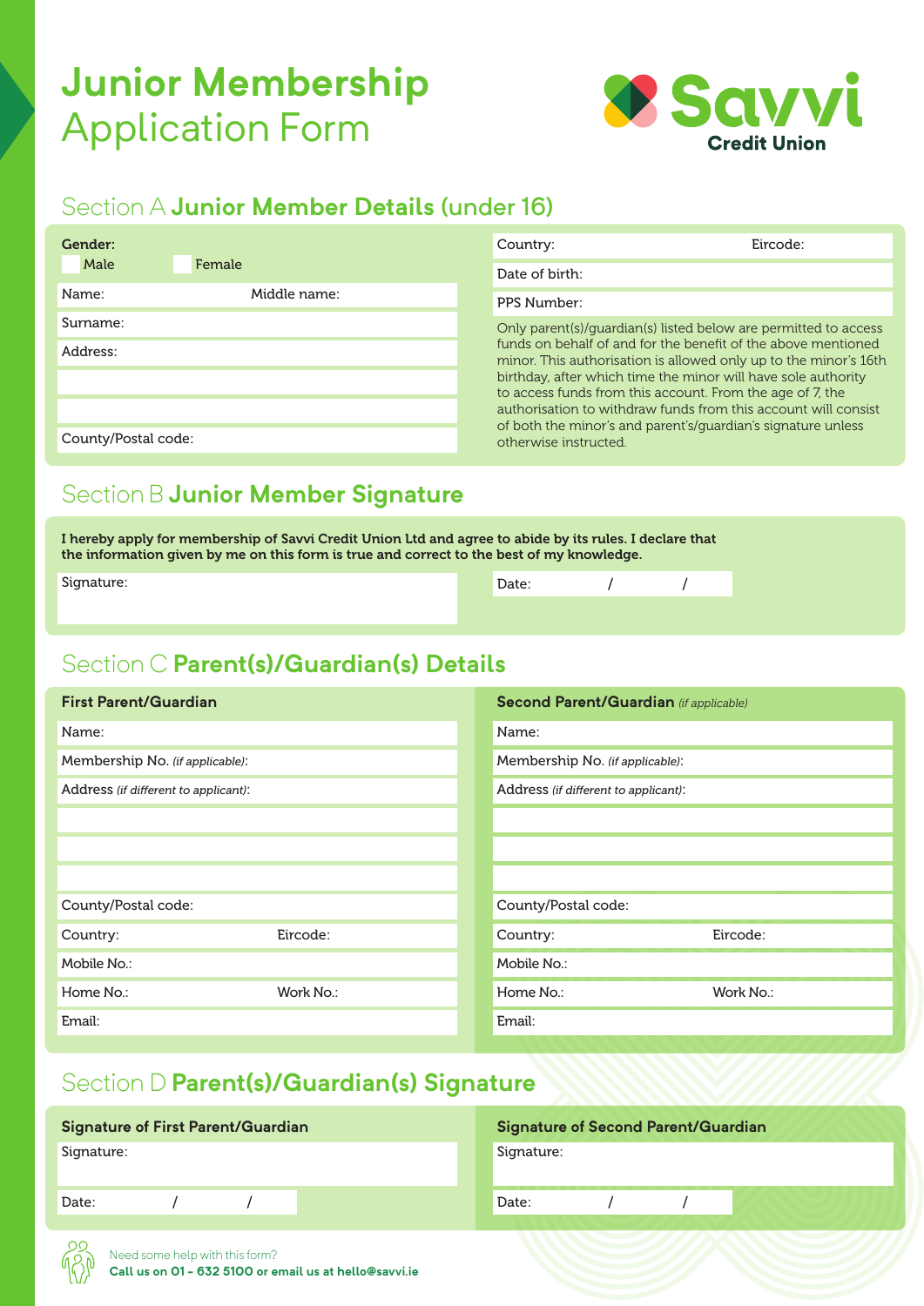# Junior Membership Application Form

Savvi Credit Union

## Section A Junior Member Details (under 16)

**Gender:**
- ☐ Male
- ☐ Female

Name: Middle name:

Surname:

Address:

County/Postal code:

Country: Eircode:

Date of birth:

PPS Number:

Only parent(s)/guardian(s) listed below are permitted to access funds on behalf of and for the benefit of the above mentioned minor. This authorisation is allowed only up to the minor's 16th birthday, after which time the minor will have sole authority to access funds from this account. From the age of 7, the authorisation to withdraw funds from this account will consist of both the minor's and parent's/guardian's signature unless otherwise instructed.

## Section B Junior Member Signature

**I hereby apply for membership of Savvi Credit Union Ltd and agree to abide by its rules. I declare that the information given by me on this form is true and correct to the best of my knowledge.**

Signature:

Date: / /

## Section C Parent(s)/Guardian(s) Details

### First Parent/Guardian

Name:

Membership No. *(if applicable)*:

Address *(if different to applicant)*:

County/Postal code:

Country: Eircode:

Mobile No.:

Home No.: Work No.:

Email:

### Second Parent/Guardian *(if applicable)*

Name:

Membership No. *(if applicable)*:

Address *(if different to applicant)*:

County/Postal code:

Country: Eircode:

Mobile No.:

Home No.: Work No.:

Email:

## Section D Parent(s)/Guardian(s) Signature

### Signature of First Parent/Guardian

Signature:

Date: / /

### Signature of Second Parent/Guardian

Signature:

Date: / /

Need some help with this form?
**Call us on 01 - 632 5100 or email us at hello@savvi.ie**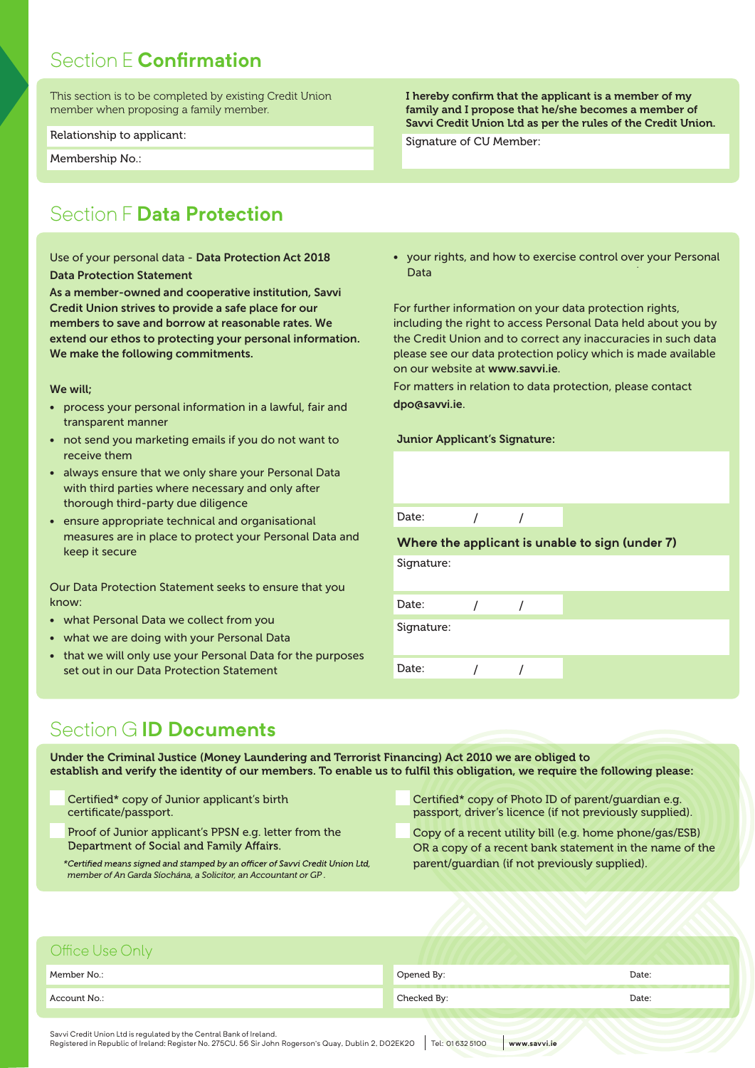## Section E **Confirmation**

This section is to be completed by existing Credit Union member when proposing a family member.

Relationship to applicant:

Membership No.:

**I hereby confirm that the applicant is a member of my family and I propose that he/she becomes a member of Savvi Credit Union Ltd as per the rules of the Credit Union.**

Signature of CU Member:

## Section F **Data Protection**

Use of your personal data - **Data Protection Act 2018**

**Data Protection Statement**

**As a member-owned and cooperative institution, Savvi Credit Union strives to provide a safe place for our members to save and borrow at reasonable rates. We extend our ethos to protecting your personal information. We make the following commitments.**

**We will;**

- process your personal information in a lawful, fair and transparent manner
- not send you marketing emails if you do not want to receive them
- always ensure that we only share your Personal Data with third parties where necessary and only after thorough third-party due diligence
- ensure appropriate technical and organisational measures are in place to protect your Personal Data and keep it secure

Our Data Protection Statement seeks to ensure that you know:

- what Personal Data we collect from you
- what we are doing with your Personal Data
- that we will only use your Personal Data for the purposes set out in our Data Protection Statement
- your rights, and how to exercise control over your Personal Data

For further information on your data protection rights, including the right to access Personal Data held about you by the Credit Union and to correct any inaccuracies in such data please see our data protection policy which is made available on our website at **www.savvi.ie**.

For matters in relation to data protection, please contact **dpo@savvi.ie**.

**Junior Applicant's Signature:**

Date: / /

**Where the applicant is unable to sign (under 7)**

Signature:

Date: / /

Signature:

Date: / /

## Section G **ID Documents**

**Under the Criminal Justice (Money Laundering and Terrorist Financing) Act 2010 we are obliged to establish and verify the identity of our members. To enable us to fulfil this obligation, we require the following please:**

- ☐ Certified* copy of Junior applicant's birth certificate/passport.
- ☐ Proof of Junior applicant's PPSN e.g. letter from the Department of Social and Family Affairs.

*\*Certified means signed and stamped by an officer of Savvi Credit Union Ltd, member of An Garda Síochána, a Solicitor, an Accountant or GP .*

- ☐ Certified* copy of Photo ID of parent/guardian e.g. passport, driver's licence (if not previously supplied).
- ☐ Copy of a recent utility bill (e.g. home phone/gas/ESB) OR a copy of a recent bank statement in the name of the parent/guardian (if not previously supplied).

### Office Use Only

| | | |
|---|---|---|
| Member No.: | Opened By: | Date: |
| Account No.: | Checked By: | Date: |

Savvi Credit Union Ltd is regulated by the Central Bank of Ireland.
Registered in Republic of Ireland: Register No. 275CU. 56 Sir John Rogerson's Quay, Dublin 2, D02EK20 | Tel: 01 632 5100 | **www.savvi.ie**